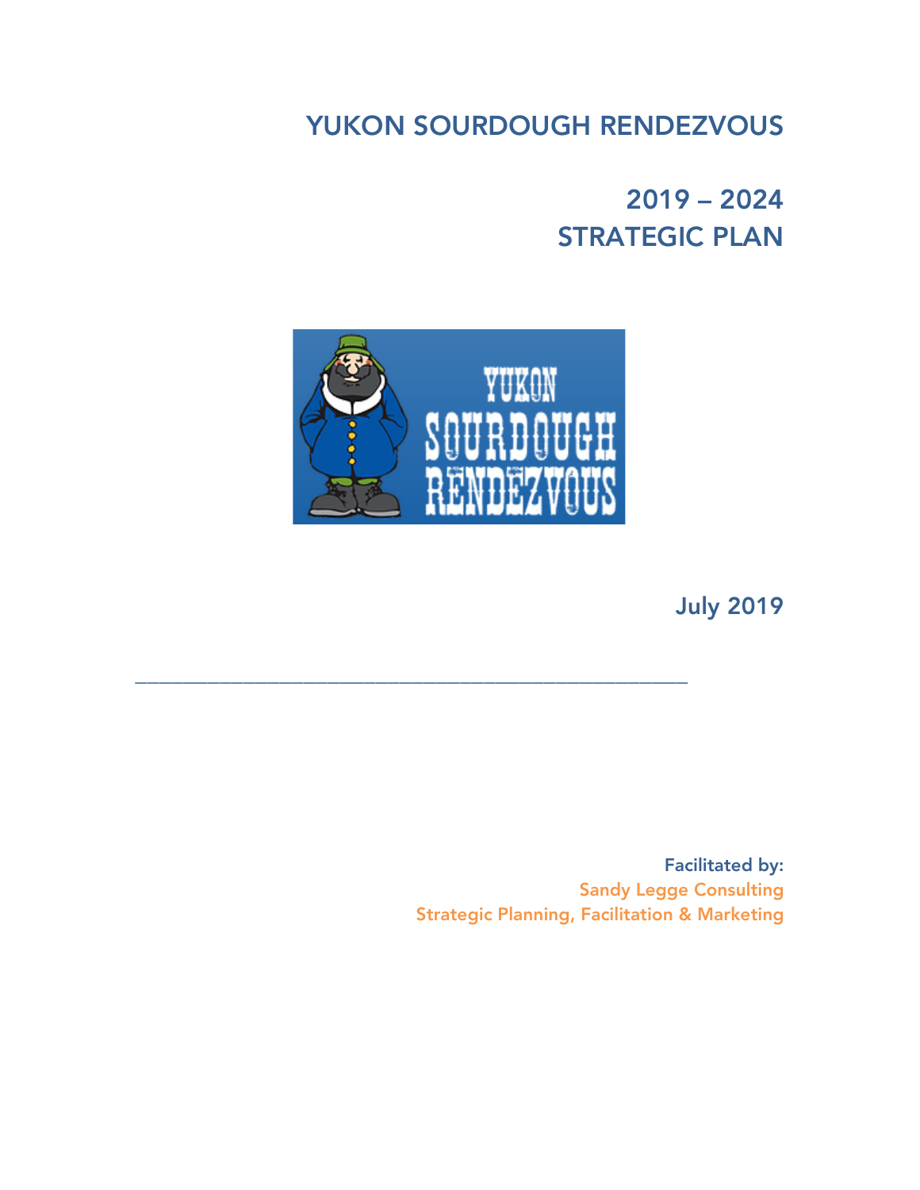# YUKON SOURDOUGH RENDEZVOUS

## 2019 – 2024
## STRATEGIC PLAN

July 2019

---

**Facilitated by:**
Sandy Legge Consulting
Strategic Planning, Facilitation & Marketing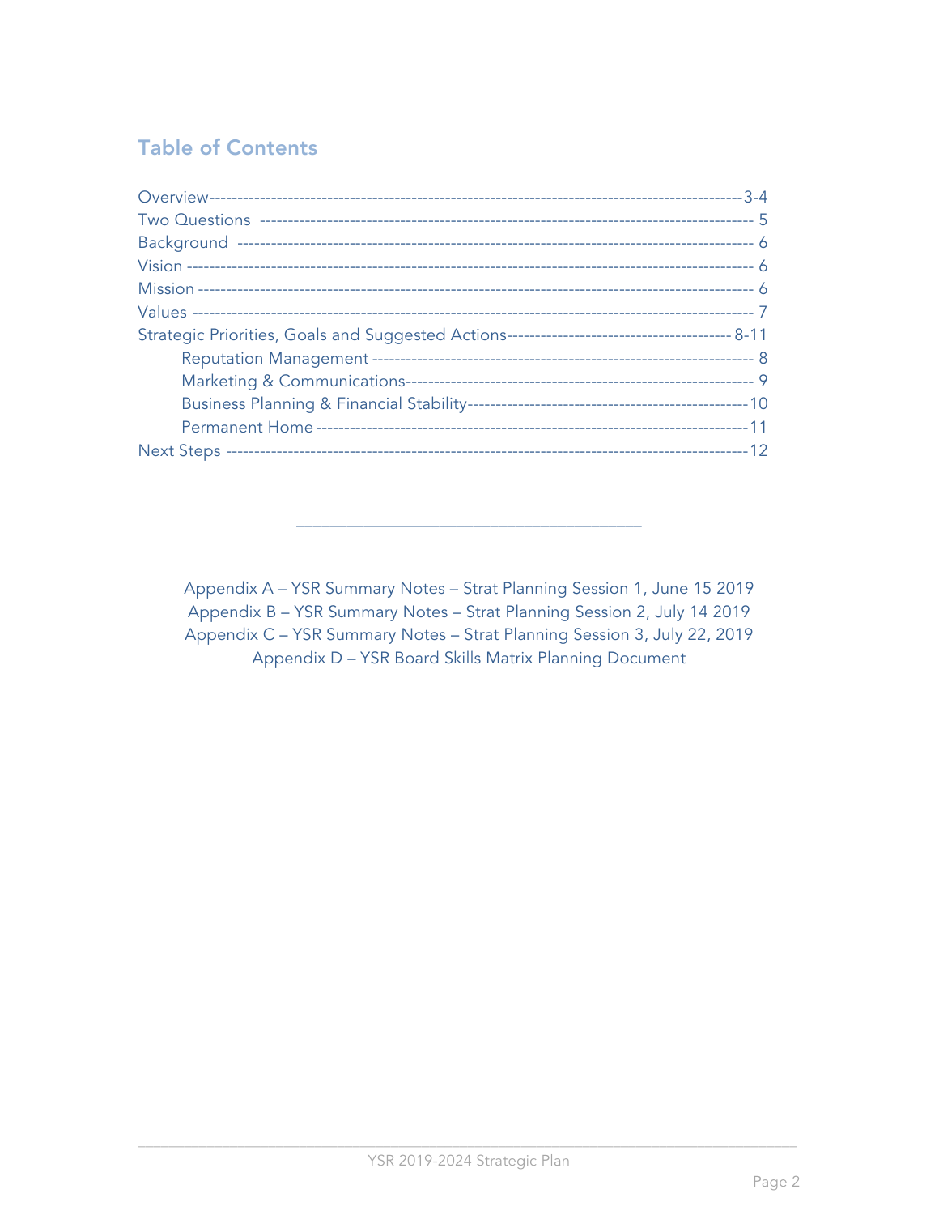## Table of Contents

Overview------------------------------------------------------------------------------------------------3-4
Two Questions ---------------------------------------------------------------------------------------- 5
Background ---------------------------------------------------------------------------------------------- 6
Vision -------------------------------------------------------------------------------------------------------- 6
Mission ------------------------------------------------------------------------------------------------------ 6
Values -------------------------------------------------------------------------------------------------------- 7
Strategic Priorities, Goals and Suggested Actions---------------------------------------- 8-11
    Reputation Management --------------------------------------------------------------------- 8
    Marketing & Communications----------------------------------------------------------------- 9
    Business Planning & Financial Stability-------------------------------------------------10
    Permanent Home -----------------------------------------------------------------------------11
Next Steps ----------------------------------------------------------------------------------------------12

---

Appendix A – YSR Summary Notes – Strat Planning Session 1, June 15 2019
Appendix B – YSR Summary Notes – Strat Planning Session 2, July 14 2019
Appendix C – YSR Summary Notes – Strat Planning Session 3, July 22, 2019
Appendix D – YSR Board Skills Matrix Planning Document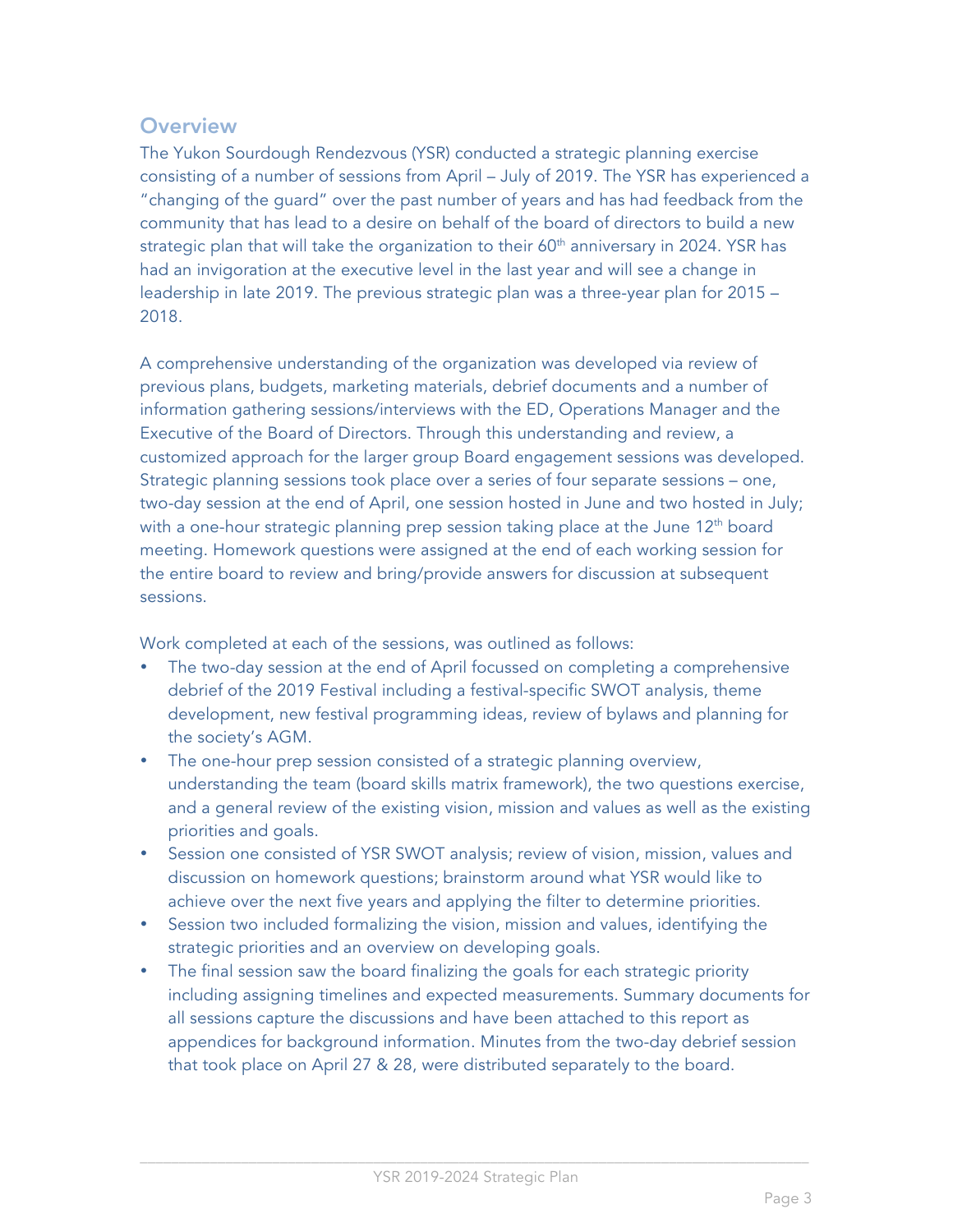## Overview

The Yukon Sourdough Rendezvous (YSR) conducted a strategic planning exercise consisting of a number of sessions from April – July of 2019. The YSR has experienced a "changing of the guard" over the past number of years and has had feedback from the community that has lead to a desire on behalf of the board of directors to build a new strategic plan that will take the organization to their 60th anniversary in 2024. YSR has had an invigoration at the executive level in the last year and will see a change in leadership in late 2019. The previous strategic plan was a three-year plan for 2015 – 2018.

A comprehensive understanding of the organization was developed via review of previous plans, budgets, marketing materials, debrief documents and a number of information gathering sessions/interviews with the ED, Operations Manager and the Executive of the Board of Directors. Through this understanding and review, a customized approach for the larger group Board engagement sessions was developed. Strategic planning sessions took place over a series of four separate sessions – one, two-day session at the end of April, one session hosted in June and two hosted in July; with a one-hour strategic planning prep session taking place at the June 12th board meeting. Homework questions were assigned at the end of each working session for the entire board to review and bring/provide answers for discussion at subsequent sessions.

Work completed at each of the sessions, was outlined as follows:

- The two-day session at the end of April focussed on completing a comprehensive debrief of the 2019 Festival including a festival-specific SWOT analysis, theme development, new festival programming ideas, review of bylaws and planning for the society's AGM.
- The one-hour prep session consisted of a strategic planning overview, understanding the team (board skills matrix framework), the two questions exercise, and a general review of the existing vision, mission and values as well as the existing priorities and goals.
- Session one consisted of YSR SWOT analysis; review of vision, mission, values and discussion on homework questions; brainstorm around what YSR would like to achieve over the next five years and applying the filter to determine priorities.
- Session two included formalizing the vision, mission and values, identifying the strategic priorities and an overview on developing goals.
- The final session saw the board finalizing the goals for each strategic priority including assigning timelines and expected measurements. Summary documents for all sessions capture the discussions and have been attached to this report as appendices for background information. Minutes from the two-day debrief session that took place on April 27 & 28, were distributed separately to the board.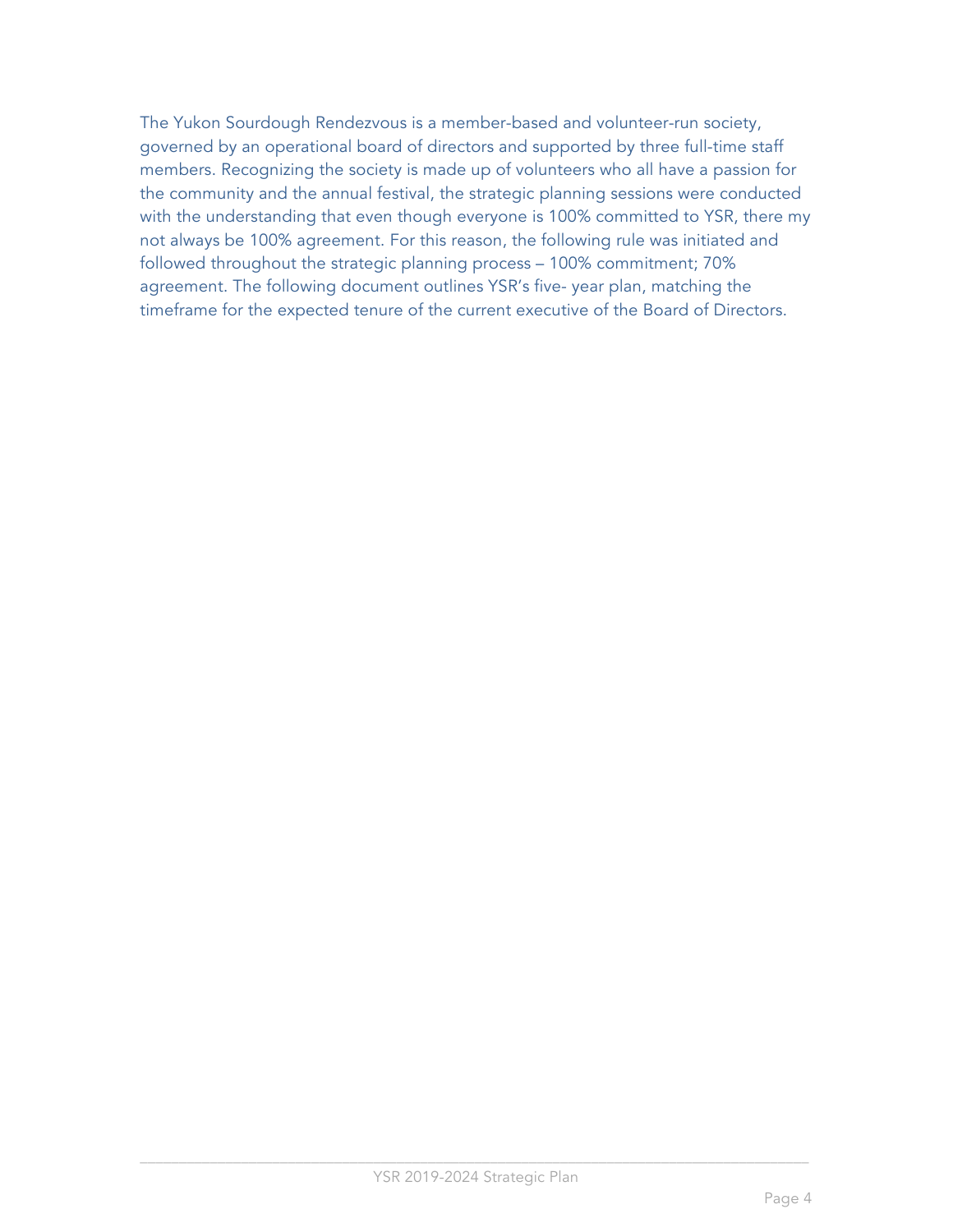The Yukon Sourdough Rendezvous is a member-based and volunteer-run society, governed by an operational board of directors and supported by three full-time staff members. Recognizing the society is made up of volunteers who all have a passion for the community and the annual festival, the strategic planning sessions were conducted with the understanding that even though everyone is 100% committed to YSR, there my not always be 100% agreement. For this reason, the following rule was initiated and followed throughout the strategic planning process – 100% commitment; 70% agreement. The following document outlines YSR's five- year plan, matching the timeframe for the expected tenure of the current executive of the Board of Directors.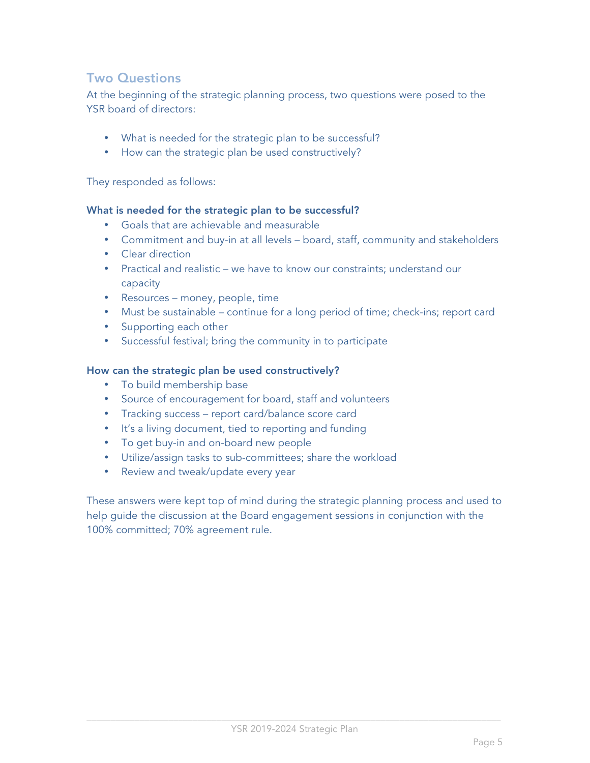## Two Questions

At the beginning of the strategic planning process, two questions were posed to the YSR board of directors:

- What is needed for the strategic plan to be successful?
- How can the strategic plan be used constructively?

They responded as follows:

**What is needed for the strategic plan to be successful?**

- Goals that are achievable and measurable
- Commitment and buy-in at all levels – board, staff, community and stakeholders
- Clear direction
- Practical and realistic – we have to know our constraints; understand our capacity
- Resources – money, people, time
- Must be sustainable – continue for a long period of time; check-ins; report card
- Supporting each other
- Successful festival; bring the community in to participate

**How can the strategic plan be used constructively?**

- To build membership base
- Source of encouragement for board, staff and volunteers
- Tracking success – report card/balance score card
- It's a living document, tied to reporting and funding
- To get buy-in and on-board new people
- Utilize/assign tasks to sub-committees; share the workload
- Review and tweak/update every year

These answers were kept top of mind during the strategic planning process and used to help guide the discussion at the Board engagement sessions in conjunction with the 100% committed; 70% agreement rule.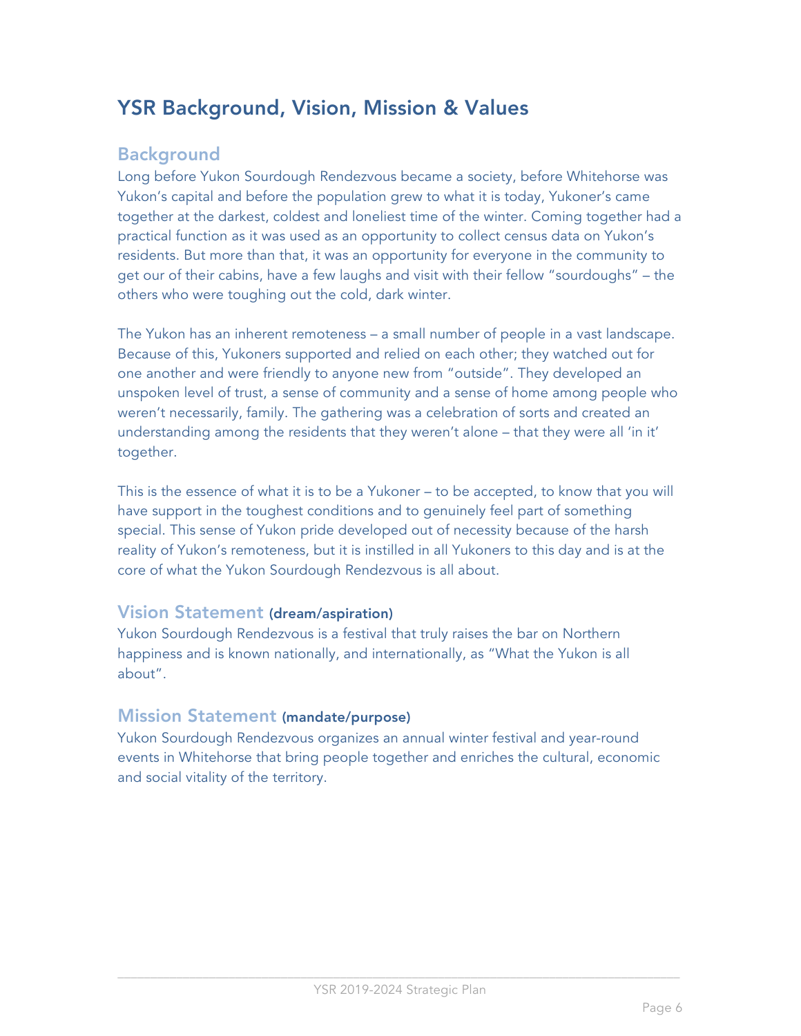## YSR Background, Vision, Mission & Values

### Background

Long before Yukon Sourdough Rendezvous became a society, before Whitehorse was Yukon's capital and before the population grew to what it is today, Yukoner's came together at the darkest, coldest and loneliest time of the winter. Coming together had a practical function as it was used as an opportunity to collect census data on Yukon's residents. But more than that, it was an opportunity for everyone in the community to get our of their cabins, have a few laughs and visit with their fellow "sourdoughs" – the others who were toughing out the cold, dark winter.

The Yukon has an inherent remoteness – a small number of people in a vast landscape. Because of this, Yukoners supported and relied on each other; they watched out for one another and were friendly to anyone new from "outside". They developed an unspoken level of trust, a sense of community and a sense of home among people who weren't necessarily, family. The gathering was a celebration of sorts and created an understanding among the residents that they weren't alone – that they were all 'in it' together.

This is the essence of what it is to be a Yukoner – to be accepted, to know that you will have support in the toughest conditions and to genuinely feel part of something special. This sense of Yukon pride developed out of necessity because of the harsh reality of Yukon's remoteness, but it is instilled in all Yukoners to this day and is at the core of what the Yukon Sourdough Rendezvous is all about.

### Vision Statement **(dream/aspiration)**

Yukon Sourdough Rendezvous is a festival that truly raises the bar on Northern happiness and is known nationally, and internationally, as "What the Yukon is all about".

### Mission Statement **(mandate/purpose)**

Yukon Sourdough Rendezvous organizes an annual winter festival and year-round events in Whitehorse that bring people together and enriches the cultural, economic and social vitality of the territory.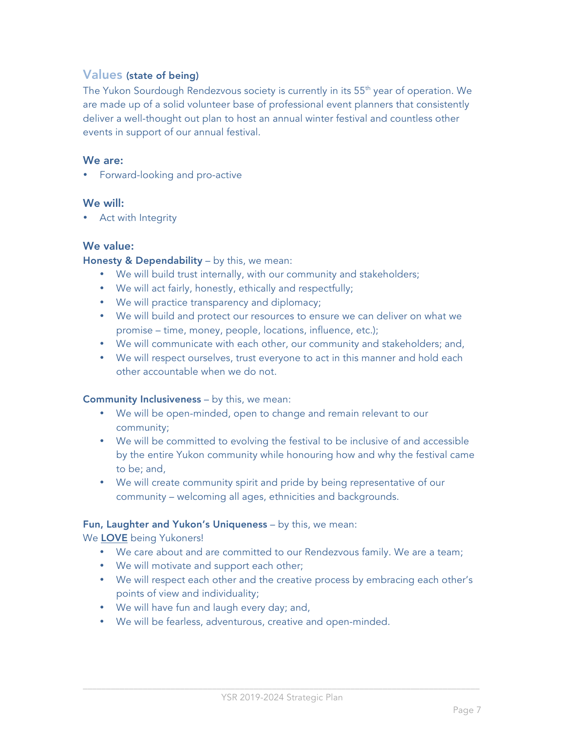## Values (state of being)

The Yukon Sourdough Rendezvous society is currently in its 55th year of operation. We are made up of a solid volunteer base of professional event planners that consistently deliver a well-thought out plan to host an annual winter festival and countless other events in support of our annual festival.

### We are:

- Forward-looking and pro-active

### We will:

- Act with Integrity

### We value:

**Honesty & Dependability** – by this, we mean:

- We will build trust internally, with our community and stakeholders;
- We will act fairly, honestly, ethically and respectfully;
- We will practice transparency and diplomacy;
- We will build and protect our resources to ensure we can deliver on what we promise – time, money, people, locations, influence, etc.);
- We will communicate with each other, our community and stakeholders; and,
- We will respect ourselves, trust everyone to act in this manner and hold each other accountable when we do not.

**Community Inclusiveness** – by this, we mean:

- We will be open-minded, open to change and remain relevant to our community;
- We will be committed to evolving the festival to be inclusive of and accessible by the entire Yukon community while honouring how and why the festival came to be; and,
- We will create community spirit and pride by being representative of our community – welcoming all ages, ethnicities and backgrounds.

**Fun, Laughter and Yukon's Uniqueness** – by this, we mean:

We **LOVE** being Yukoners!

- We care about and are committed to our Rendezvous family. We are a team;
- We will motivate and support each other;
- We will respect each other and the creative process by embracing each other's points of view and individuality;
- We will have fun and laugh every day; and,
- We will be fearless, adventurous, creative and open-minded.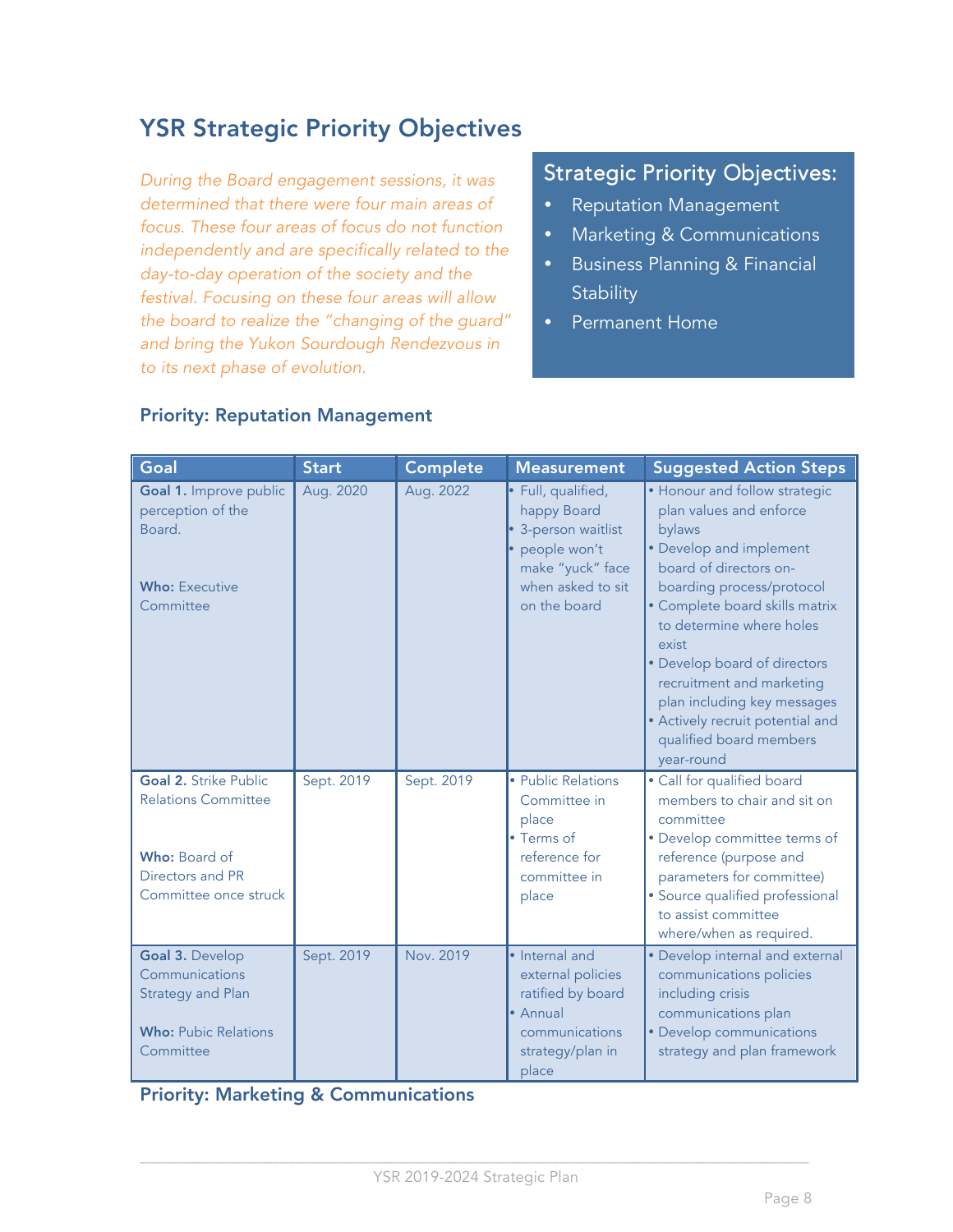## YSR Strategic Priority Objectives

*During the Board engagement sessions, it was determined that there were four main areas of focus. These four areas of focus do not function independently and are specifically related to the day-to-day operation of the society and the festival. Focusing on these four areas will allow the board to realize the "changing of the guard" and bring the Yukon Sourdough Rendezvous in to its next phase of evolution.*

### Strategic Priority Objectives:

- Reputation Management
- Marketing & Communications
- Business Planning & Financial Stability
- Permanent Home

### Priority: Reputation Management

| Goal | Start | Complete | Measurement | Suggested Action Steps |
|---|---|---|---|---|
| **Goal 1.** Improve public perception of the Board.<br><br>**Who:** Executive Committee | Aug. 2020 | Aug. 2022 | • Full, qualified, happy Board<br>• 3-person waitlist<br>• people won't make "yuck" face when asked to sit on the board | • Honour and follow strategic plan values and enforce bylaws<br>• Develop and implement board of directors on-boarding process/protocol<br>• Complete board skills matrix to determine where holes exist<br>• Develop board of directors recruitment and marketing plan including key messages<br>• Actively recruit potential and qualified board members year-round |
| **Goal 2.** Strike Public Relations Committee<br><br>**Who:** Board of Directors and PR Committee once struck | Sept. 2019 | Sept. 2019 | • Public Relations Committee in place<br>• Terms of reference for committee in place | • Call for qualified board members to chair and sit on committee<br>• Develop committee terms of reference (purpose and parameters for committee)<br>• Source qualified professional to assist committee where/when as required. |
| **Goal 3.** Develop Communications Strategy and Plan<br><br>**Who:** Pubic Relations Committee | Sept. 2019 | Nov. 2019 | • Internal and external policies ratified by board<br>• Annual communications strategy/plan in place | • Develop internal and external communications policies including crisis communications plan<br>• Develop communications strategy and plan framework |

### Priority: Marketing & Communications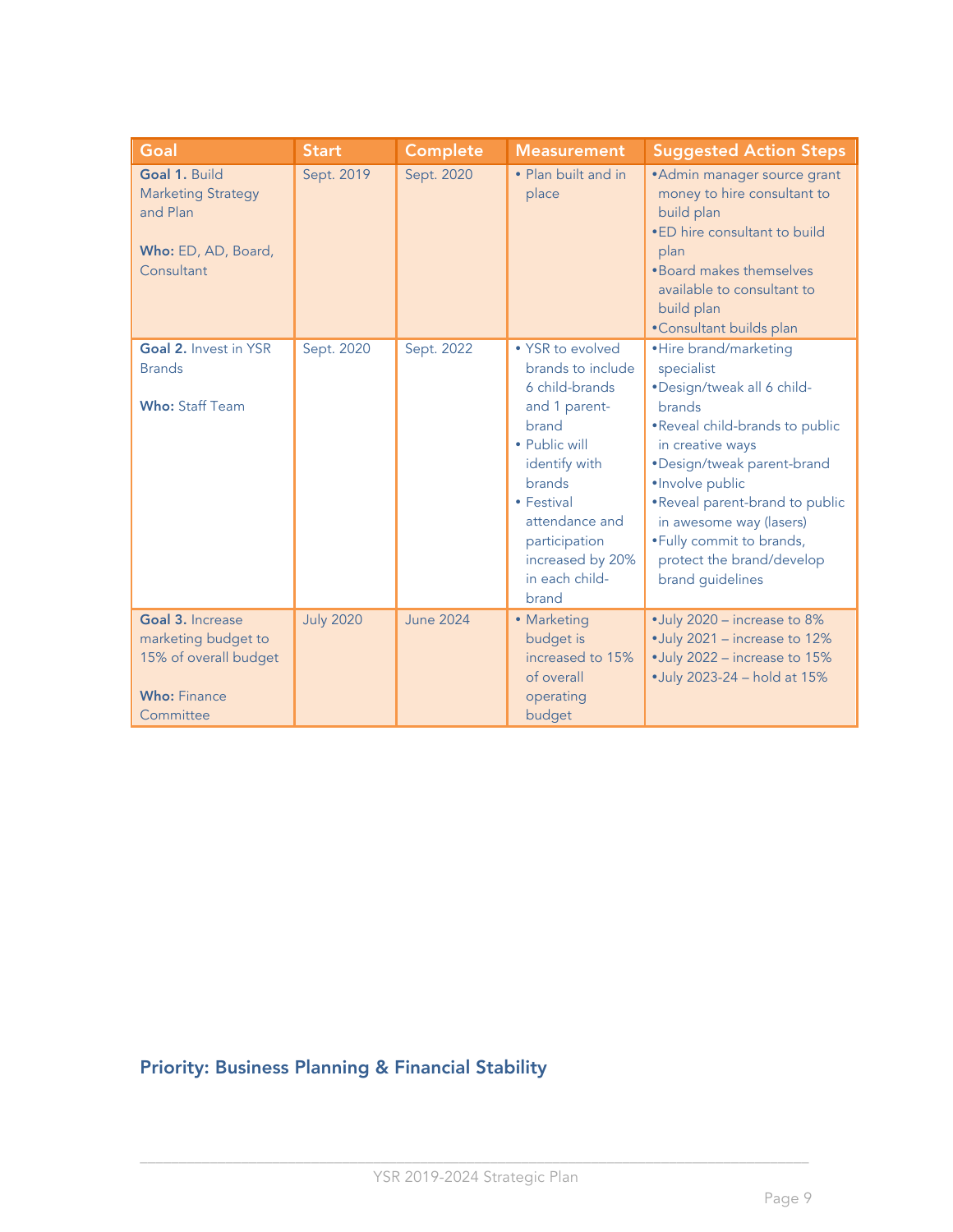| Goal | Start | Complete | Measurement | Suggested Action Steps |
|---|---|---|---|---|
| **Goal 1.** Build Marketing Strategy and Plan<br><br>**Who:** ED, AD, Board, Consultant | Sept. 2019 | Sept. 2020 | • Plan built and in place | •Admin manager source grant money to hire consultant to build plan<br>•ED hire consultant to build plan<br>•Board makes themselves available to consultant to build plan<br>•Consultant builds plan |
| **Goal 2.** Invest in YSR Brands<br><br>**Who:** Staff Team | Sept. 2020 | Sept. 2022 | • YSR to evolved brands to include 6 child-brands and 1 parent-brand<br>• Public will identify with brands<br>• Festival attendance and participation increased by 20% in each child-brand | •Hire brand/marketing specialist<br>•Design/tweak all 6 child-brands<br>•Reveal child-brands to public in creative ways<br>•Design/tweak parent-brand<br>•Involve public<br>•Reveal parent-brand to public in awesome way (lasers)<br>•Fully commit to brands, protect the brand/develop brand guidelines |
| **Goal 3.** Increase marketing budget to 15% of overall budget<br><br>**Who:** Finance Committee | July 2020 | June 2024 | • Marketing budget is increased to 15% of overall operating budget | •July 2020 – increase to 8%<br>•July 2021 – increase to 12%<br>•July 2022 – increase to 15%<br>•July 2023-24 – hold at 15% |

## Priority: Business Planning & Financial Stability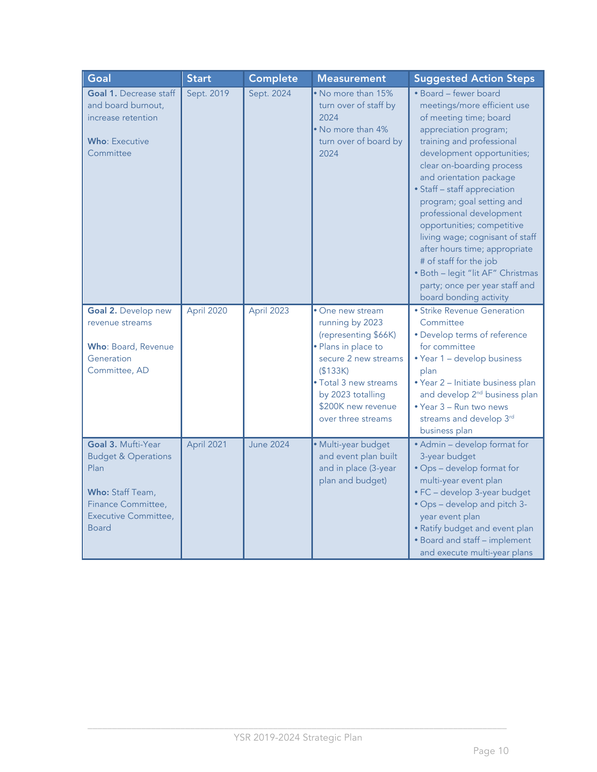| Goal | Start | Complete | Measurement | Suggested Action Steps |
|---|---|---|---|---|
| **Goal 1.** Decrease staff and board burnout, increase retention<br><br>**Who**: Executive Committee | Sept. 2019 | Sept. 2024 | • No more than 15% turn over of staff by 2024<br>• No more than 4% turn over of board by 2024 | • Board – fewer board meetings/more efficient use of meeting time; board appreciation program; training and professional development opportunities; clear on-boarding process and orientation package<br>• Staff – staff appreciation program; goal setting and professional development opportunities; competitive living wage; cognisant of staff after hours time; appropriate # of staff for the job<br>• Both – legit "lit AF" Christmas party; once per year staff and board bonding activity |
| **Goal 2.** Develop new revenue streams<br><br>**Who**: Board, Revenue Generation Committee, AD | April 2020 | April 2023 | • One new stream running by 2023 (representing $66K)<br>• Plans in place to secure 2 new streams ($133K)<br>• Total 3 new streams by 2023 totalling $200K new revenue over three streams | • Strike Revenue Generation Committee<br>• Develop terms of reference for committee<br>• Year 1 – develop business plan<br>• Year 2 – Initiate business plan and develop 2nd business plan<br>• Year 3 – Run two news streams and develop 3rd business plan |
| **Goal 3.** Mufti-Year Budget & Operations Plan<br><br>**Who:** Staff Team, Finance Committee, Executive Committee, Board | April 2021 | June 2024 | • Multi-year budget and event plan built and in place (3-year plan and budget) | • Admin – develop format for 3-year budget<br>• Ops – develop format for multi-year event plan<br>• FC – develop 3-year budget<br>• Ops – develop and pitch 3-year event plan<br>• Ratify budget and event plan<br>• Board and staff – implement and execute multi-year plans |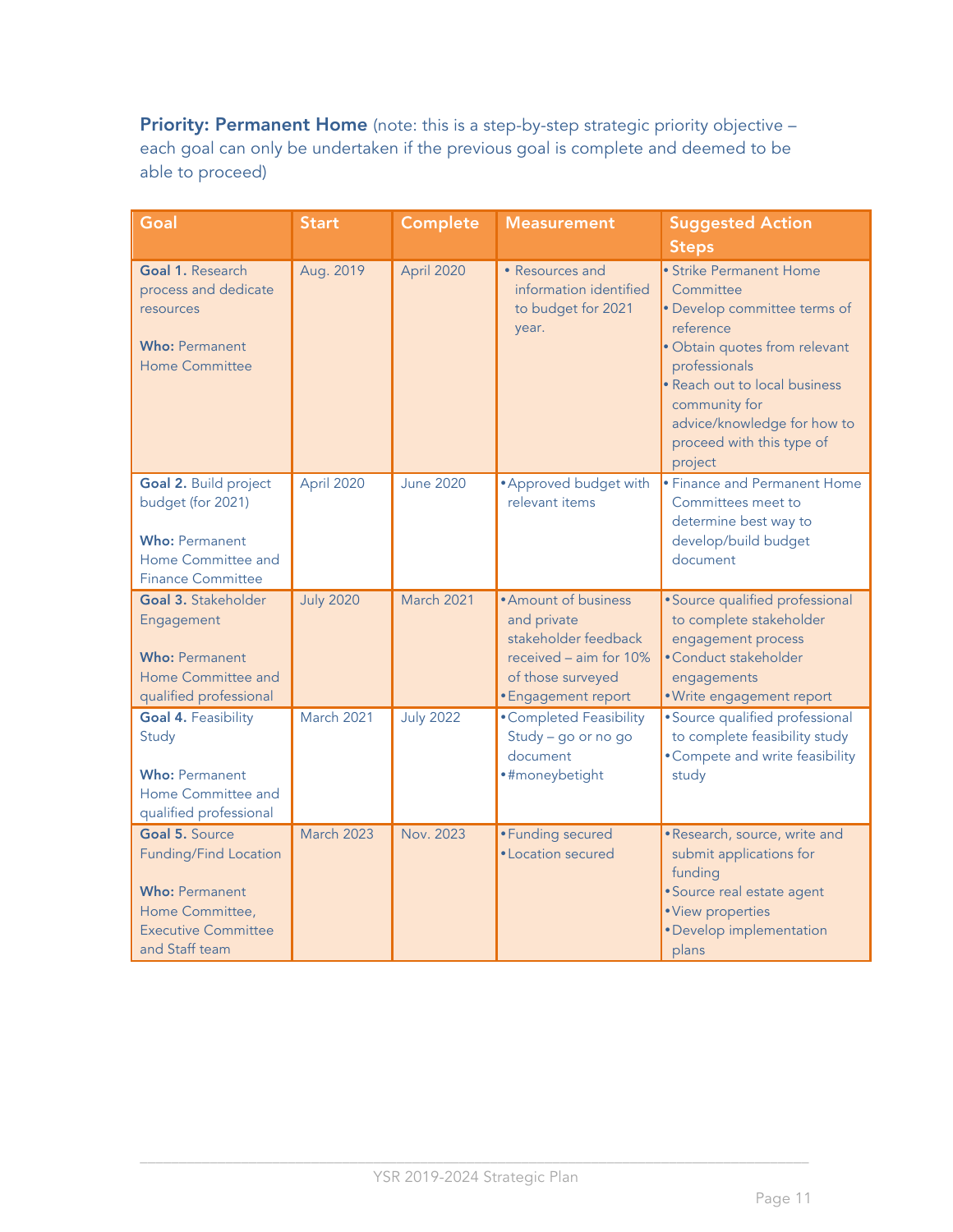**Priority: Permanent Home** (note: this is a step-by-step strategic priority objective – each goal can only be undertaken if the previous goal is complete and deemed to be able to proceed)

| Goal | Start | Complete | Measurement | Suggested Action Steps |
|---|---|---|---|---|
| **Goal 1.** Research process and dedicate resources<br><br>**Who:** Permanent Home Committee | Aug. 2019 | April 2020 | • Resources and information identified to budget for 2021 year. | • Strike Permanent Home Committee<br>• Develop committee terms of reference<br>• Obtain quotes from relevant professionals<br>• Reach out to local business community for advice/knowledge for how to proceed with this type of project |
| **Goal 2.** Build project budget (for 2021)<br><br>**Who:** Permanent Home Committee and Finance Committee | April 2020 | June 2020 | • Approved budget with relevant items | • Finance and Permanent Home Committees meet to determine best way to develop/build budget document |
| **Goal 3.** Stakeholder Engagement<br><br>**Who:** Permanent Home Committee and qualified professional | July 2020 | March 2021 | • Amount of business and private stakeholder feedback received – aim for 10% of those surveyed<br>• Engagement report | • Source qualified professional to complete stakeholder engagement process<br>• Conduct stakeholder engagements<br>• Write engagement report |
| **Goal 4.** Feasibility Study<br><br>**Who:** Permanent Home Committee and qualified professional | March 2021 | July 2022 | • Completed Feasibility Study – go or no go document<br>• #moneybetight | • Source qualified professional to complete feasibility study<br>• Compete and write feasibility study |
| **Goal 5.** Source Funding/Find Location<br><br>**Who:** Permanent Home Committee, Executive Committee and Staff team | March 2023 | Nov. 2023 | • Funding secured<br>• Location secured | • Research, source, write and submit applications for funding<br>• Source real estate agent<br>• View properties<br>• Develop implementation plans |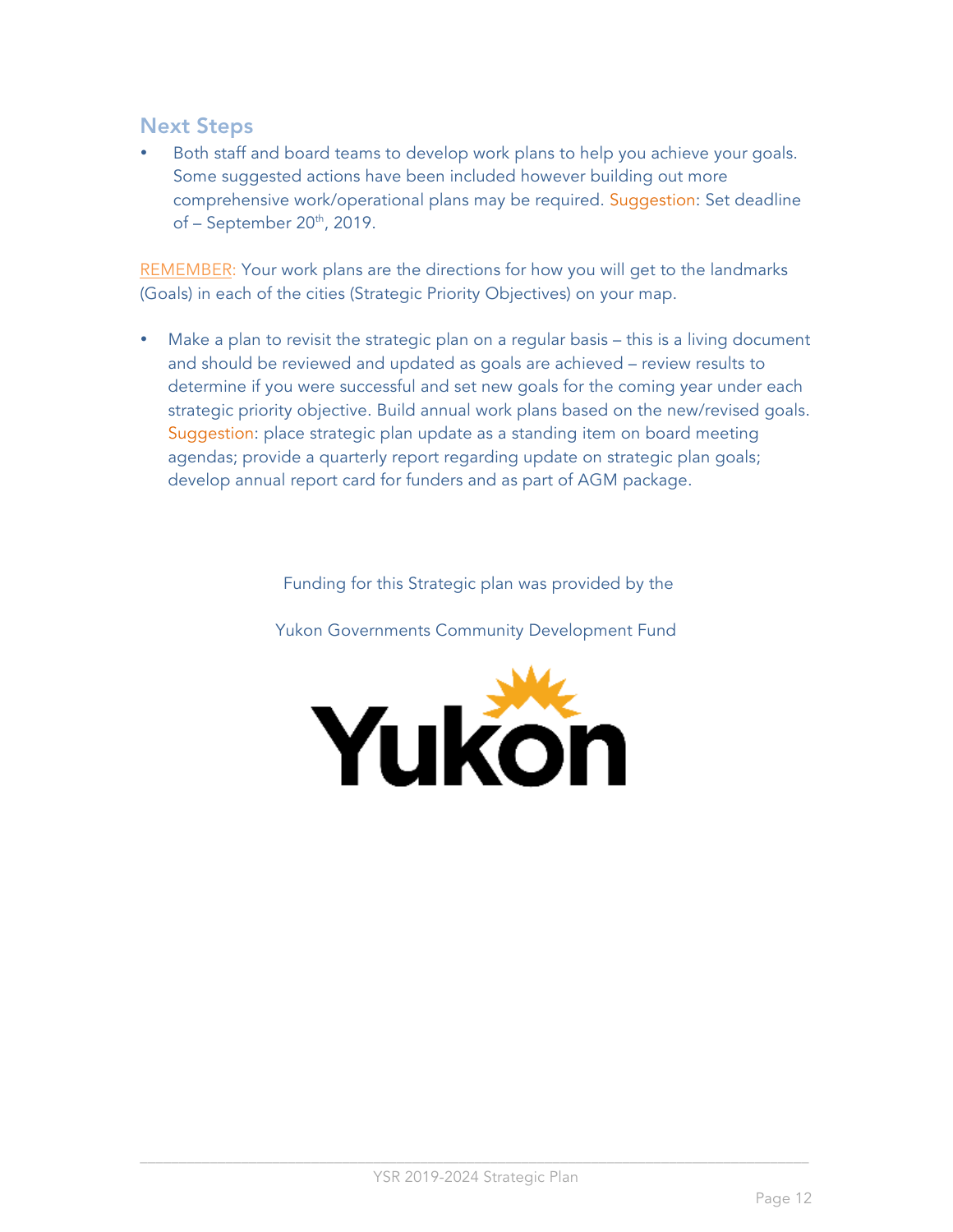## Next Steps

- Both staff and board teams to develop work plans to help you achieve your goals. Some suggested actions have been included however building out more comprehensive work/operational plans may be required. Suggestion: Set deadline of – September 20th, 2019.

REMEMBER: Your work plans are the directions for how you will get to the landmarks (Goals) in each of the cities (Strategic Priority Objectives) on your map.

- Make a plan to revisit the strategic plan on a regular basis – this is a living document and should be reviewed and updated as goals are achieved – review results to determine if you were successful and set new goals for the coming year under each strategic priority objective. Build annual work plans based on the new/revised goals. Suggestion: place strategic plan update as a standing item on board meeting agendas; provide a quarterly report regarding update on strategic plan goals; develop annual report card for funders and as part of AGM package.

Funding for this Strategic plan was provided by the

Yukon Governments Community Development Fund

Yukon